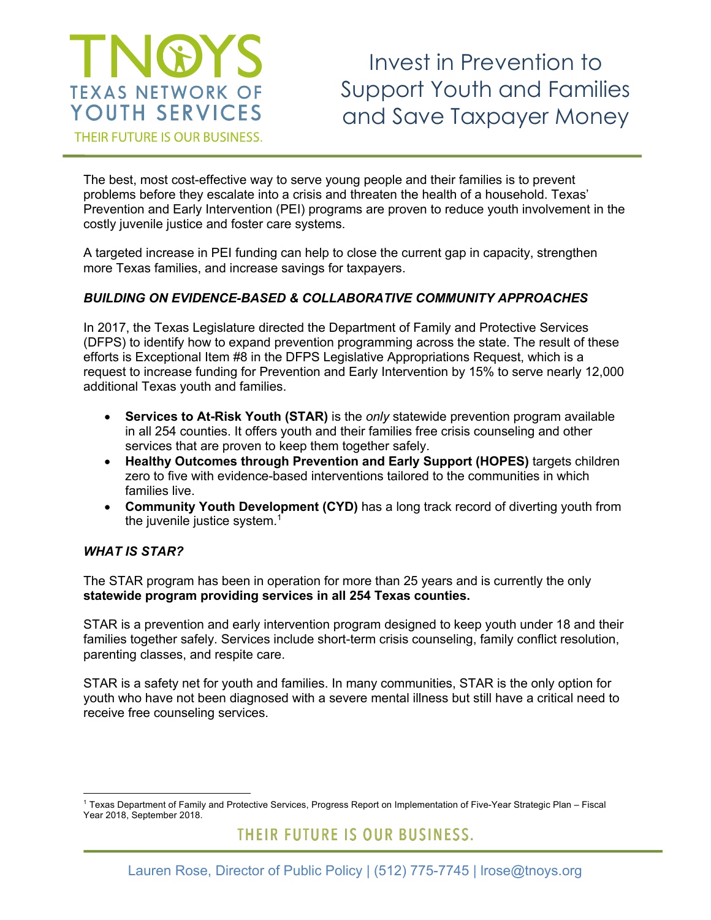# TNOYS
## TEXAS NETWORK OF YOUTH SERVICES
THEIR FUTURE IS OUR BUSINESS.

# Invest in Prevention to Support Youth and Families and Save Taxpayer Money

The best, most cost-effective way to serve young people and their families is to prevent problems before they escalate into a crisis and threaten the health of a household. Texas' Prevention and Early Intervention (PEI) programs are proven to reduce youth involvement in the costly juvenile justice and foster care systems.

A targeted increase in PEI funding can help to close the current gap in capacity, strengthen more Texas families, and increase savings for taxpayers.

### *BUILDING ON EVIDENCE-BASED & COLLABORATIVE COMMUNITY APPROACHES*

In 2017, the Texas Legislature directed the Department of Family and Protective Services (DFPS) to identify how to expand prevention programming across the state. The result of these efforts is Exceptional Item #8 in the DFPS Legislative Appropriations Request, which is a request to increase funding for Prevention and Early Intervention by 15% to serve nearly 12,000 additional Texas youth and families.

- **Services to At-Risk Youth (STAR)** is the *only* statewide prevention program available in all 254 counties. It offers youth and their families free crisis counseling and other services that are proven to keep them together safely.
- **Healthy Outcomes through Prevention and Early Support (HOPES)** targets children zero to five with evidence-based interventions tailored to the communities in which families live.
- **Community Youth Development (CYD)** has a long track record of diverting youth from the juvenile justice system.[1]

### *WHAT IS STAR?*

The STAR program has been in operation for more than 25 years and is currently the only **statewide program providing services in all 254 Texas counties.**

STAR is a prevention and early intervention program designed to keep youth under 18 and their families together safely. Services include short-term crisis counseling, family conflict resolution, parenting classes, and respite care.

STAR is a safety net for youth and families. In many communities, STAR is the only option for youth who have not been diagnosed with a severe mental illness but still have a critical need to receive free counseling services.

[1] Texas Department of Family and Protective Services, Progress Report on Implementation of Five-Year Strategic Plan – Fiscal Year 2018, September 2018.

THEIR FUTURE IS OUR BUSINESS.

Lauren Rose, Director of Public Policy | (512) 775-7745 | lrose@tnoys.org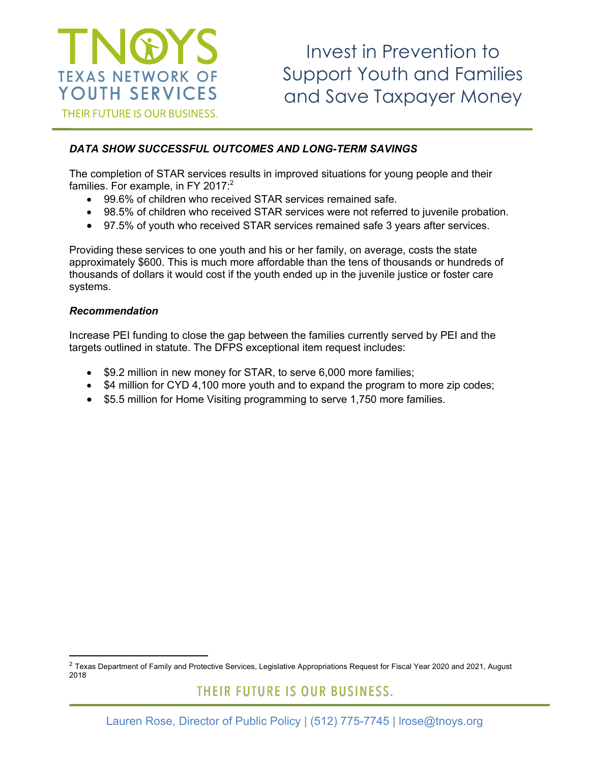# Invest in Prevention to Support Youth and Families and Save Taxpayer Money

***DATA SHOW SUCCESSFUL OUTCOMES AND LONG-TERM SAVINGS***

The completion of STAR services results in improved situations for young people and their families. For example, in FY 2017:[2]

- 99.6% of children who received STAR services remained safe.
- 98.5% of children who received STAR services were not referred to juvenile probation.
- 97.5% of youth who received STAR services remained safe 3 years after services.

Providing these services to one youth and his or her family, on average, costs the state approximately $600. This is much more affordable than the tens of thousands or hundreds of thousands of dollars it would cost if the youth ended up in the juvenile justice or foster care systems.

***Recommendation***

Increase PEI funding to close the gap between the families currently served by PEI and the targets outlined in statute. The DFPS exceptional item request includes:

- $9.2 million in new money for STAR, to serve 6,000 more families;
- $4 million for CYD 4,100 more youth and to expand the program to more zip codes;
- $5.5 million for Home Visiting programming to serve 1,750 more families.

[2] Texas Department of Family and Protective Services, Legislative Appropriations Request for Fiscal Year 2020 and 2021, August 2018

THEIR FUTURE IS OUR BUSINESS.

Lauren Rose, Director of Public Policy | (512) 775-7745 | lrose@tnoys.org